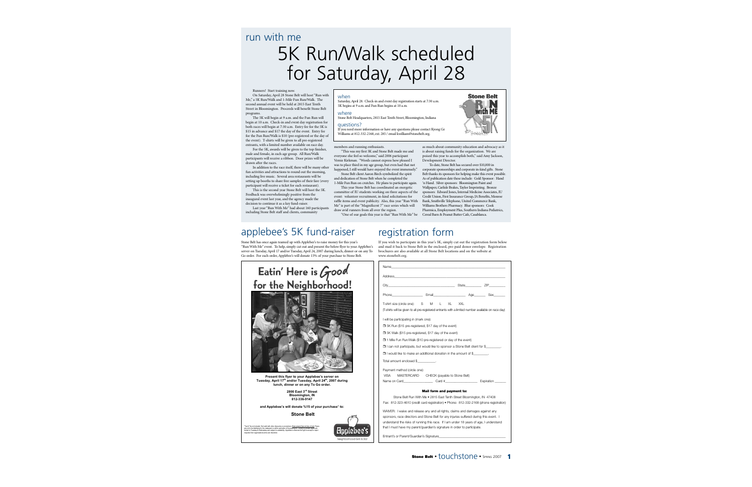run with me

# 5K Run/Walk scheduled for Saturday, April 28

Runners! Start training now.

On Saturday, April 28 Stone Belt will host "Run with Me," a 5K Run/Walk and 1-Mile Fun Run/Walk. The second annual event will be held at 2815 East Tenth Street in Bloomington. Proceeds will benefit Stone Belt programs.

The 5K will begin at 9 a.m. and the Fun Run will begin at 10 a.m. Check-in and event day registration for both races will begin at 7:30 a.m. Entry fee for the 5K is $15 in advance and $17 the day of the event. Entry fee for the Fun Run/Walk is $10 (pre-registered or the day of the event). T-shirts will be given to all pre-registered entrants, with a limited number available on race day.

For the 5K, awards will be given to the top finisher, male and female, in each age group. All Run/Walk participants will receive a ribbon. Door prizes will be drawn after the races.

In addition to the race itself, there will be many other fun activities and attractions to round out the morning, including live music. Several area restaurants will be setting up booths to share free samples of their fare (every participant will receive a ticket for each restaurant).

This is the second year Stone Belt will host the 5K. Feedback was overwhelmingly positive from the inaugural event last year, and the agency made the decision to continue it as a key fund-raiser.

Last year "Run With Me" had about 160 participants including Stone Belt staff and clients, community members and running enthusiasts.

"This was my first 5K and Stone Belt made me and everyone else feel so welcome," said 2006 participant Vernie Kirkman. "Words cannot express how pleased I was to place third in my age group, but even had that not happened, I still would have enjoyed the event immensely."

Stone Belt client Aaron Birch symbolized the spirit and dedication of Stone Belt when he completed the 1-Mile Fun Run on crutches. He plans to participate again.

This year Stone Belt has coordinated an energetic committee of IU students working on three aspects of the event: volunteer recruitment, in-kind solicitations for raffle items and event publicity. Also, this year "Run With Me" is part of the "Magnificent 7" race series which will draw avid runners from all over the region.

"One of our goals this year is that "Run With Me" be as much about community education and advocacy as it is about raising funds for the organization. We are poised this year to accomplish both," said Amy Jackson, Development Director.

To date, Stone Belt has secured over $10,000 in corporate sponsorships and corporate in-kind gifts. Stone Belt thanks its sponsors for helping make this event possible. As of publication date these include: Gold Sponsor: Hand 'n Hand. Silver sponsors: Bloomington Paint and Wallpaper, Carlisle Brakes, Taylor Imprinting. Bronze sponsors: Edward Jones, Internal Medicine Associates, IU Credit Union, First Insurance Group, JA Benefits, Monroe Bank, Smithville Telephone, United Commerce Bank, Williams Brothers Pharmacy. Blue sponsors: Cook Pharmica, Employment Plus, Southern Indiana Pediatrics, Cereal Barn & Peanut Butter Cafe, Casablanca.

### when

Saturday, April 28. Check-in and event day registration starts at 7:30 a.m. 5K begins at 9 a.m. and Fun Run begins at 10 a.m.

### where

Stone Belt Headquarters, 2815 East Tenth Street, Bloomington, Indiana

### questions?

If you need more information or have any questions please contact Kyong Ge Williams at 812-332-2168, ext. 285 / email kwilliam@stonebelt.org.

Stone Belt RUN with ME 5K

## applebee's 5K fund-raiser

Stone Belt has once again teamed up with Applebee's to raise money for this year's "Run With Me" event. To help, simply cut out and present the below flyer to your Applebee's server on Tuesday, April 17 and/or Tuesday, April 24, 2007 during lunch, dinner or on any To Go order. For each order, Applebee's will donate 15% of your purchase to Stone Belt.

**Eatin' Here is Good for the Neighborhood!**

**Present this flyer to your Applebee's server on Tuesday, April 17th and/or Tuesday, April 24th, 2007 during lunch, dinner or on any To Go order.**

**2800 East 3rd Street**
**Bloomington, IN**
**812-336-9147**

**and Applebee's will donate %15 of your purchase\* to:**

**Stone Belt**

Applebee's Neighborhood Grill & Bar

## registration form

If you wish to participate in this year's 5K, simply cut out the registration form below and mail it back to Stone Belt in the enclosed, pre-paid donor envelope. Registration brochures are also available at all Stone Belt locations and on the website at www.stonebelt.org.

Name\_\_\_\_\_\_\_\_\_\_\_\_\_\_\_\_

Address\_\_\_\_\_\_\_\_\_\_\_\_\_\_\_\_

City\_\_\_\_\_\_\_\_\_\_ State\_\_\_\_\_ ZIP\_\_\_\_\_

Phone\_\_\_\_\_\_\_\_ Email\_\_\_\_\_\_\_\_ Age\_\_\_\_ Sex\_\_\_\_

T-shirt size (circle one): S M L XL XXL

(T-shirts will be given to all pre-registered entrants with a limited number available on race day)

I will be participating in (mark one):

- ❒ 5K Run ($15 pre-registered, $17 day of the event)
- ❒ 5K Walk ($15 pre-registered, $17 day of the event)
- ❒ 1 Mile Fun Run/Walk ($10 pre-registered or day of the event)
- ❒ I can not participate, but would like to sponsor a Stone Belt client for $\_\_\_\_\_\_.
- ❒ I would like to make an additional donation in the amount of $\_\_\_\_\_\_.

Total amount enclosed $\_\_\_\_\_\_.

Payment method (circle one):

VISA MASTERCARD CHECK (payable to Stone Belt)

Name on Card\_\_\_\_\_\_\_\_ Card #\_\_\_\_\_\_\_\_ Expiration \_\_\_\_\_

**Mail form and payment to:**

Stone Belt Run With Me • 2815 East Tenth Street Bloomington, IN 47408

Fax: 812-323-4610 (credit card registration) • Phone: 812-332-2168 (phone registration)

WAIVER: I waive and release any and all rights, claims and damages against any sponsors, race directors and Stone Belt for any injuries suffered during this event. I understand the risks of running this race. If I am under 18 years of age, I understand that I must have my parent/guardian's signature in order to participate.

Entrant's or Parent/Guardian's Signature\_\_\_\_\_\_\_\_\_\_\_\_\_\_\_\_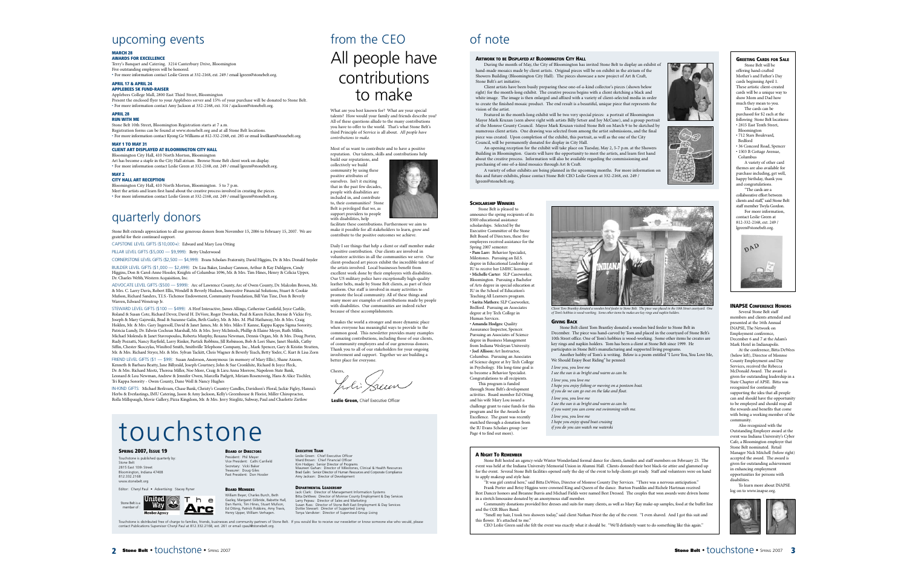# upcoming events

**MARCH 28**
**AWARDS FOR EXCELLENCE**
Terry's Banquet and Catering, 3214 Canterbury Drive, Bloomington
Five outstanding employees will be honored.
• For more information contact Leslie Green at 332-2168, ext. 249 / email lgreen@stonebelt.org.

**APRIL 17 & APRIL 24**
**APPLEBEES 5K FUND-RAISER**
Applebees College Mall, 2800 East Third Street, Bloomington
Present the enclosed flyer to your Applebees server and 15% of your purchase will be donated to Stone Belt.
• For more information contact Amy Jackson at 332-2168, ext. 314 / ajackson@stonebelt.org.

**APRIL 28**
**RUN WITH ME**
Stone Belt 10th Street, Bloomington Registration starts at 7 a.m.
Registration forms can be found at www.stonebelt.org and at all Stone Belt locations.
• For more information contact Kyong Ge Williams at 812-332-2168, ext. 285 or email kwilliams@stonebelt.org.

**MAY 1 TO MAY 31**
**CLIENT ART DISPLAYED AT BLOOMINGTON CITY HALL**
Bloomington City Hall, 410 North Morton, Bloomington
Art has become a staple in the City Hall atrium. Browse Stone Belt client work on display.
• For more information contact Leslie Green at 332-2168, ext. 249 / email lgreen@stonebelt.org.

**MAY 2**
**CITY HALL ART RECEPTION**
Bloomington City Hall, 410 North Morton, Bloomington. 5 to 7 p.m.
Meet the artists and learn first hand about the creative process involved in creating the pieces.
• For more information contact Leslie Green at 332-2168, ext. 249 / email lgreen@stonebelt.org.

# quarterly donors

Stone Belt extends appreciation to all our generous donors from November 15, 2006 to February 15, 2007. We are grateful for their continued support.

CAPSTONE LEVEL GIFTS ($10,000+): Edward and Mary Lou Otting

PILLAR LEVEL GIFTS ($5,000 — $9,999): Betty Underwood

CORNERSTONE LEVEL GIFTS ($2,500 — $4,999): Evans Scholars Fraternity, David Higgins, Dr. & Mrs. Donald Snyder

BUILDER LEVEL GIFTS ($1,000 — $2,499): Dr. Lisa Baker, Lindsay Cannon, Arthur & Kay Dahlgren, Cindy Higgins, Don & Carol-Anne Hossler, Knights of Columbus 1096, Mr. & Mrs. Tim Hines, Henry & Celicia Upper, Dr. Charles Webb, Western Acquisition, Inc.

ADVOCATE LEVEL GIFTS ($500 — $999): Arc of Lawrence County, Arc of Owen County, Dr. Malcolm Brown, Mr. & Mrs. C. Larry Davis, Robert Ellis, Wendell & Beverly Hudson, Innovative Financial Solutions, Stuart & Cookie Mufson, Richard Sanders, T.I.S.-Tichenor Endowment, Community Foundation, Bill Van Tine, Don & Beverly Warren, Edward Wenstrup Jr.

STEWARD LEVEL GIFTS ($100 — $499): A Heef Interactive, James Allings, Catherine Canfield, Joyce Carlile, Roland & Susan Cote, Richard Dever, David H. DeVore, Roger Dworkin, Paul & Karen Ficker, Bernie & Vickie Fry, Joseph & Mary Gajewski, Brad & Suzanne Galin, Beth Gazley, Mr. & Mrs. M. Phil Hathaway, Mr. & Mrs. Craig Holden, Mr. & Mrs. Gary Ingersoll, David & Janet James, Mr. & Mrs. Miles F. Kanne, Kappa Kappa Sigma Sorority, Patricia Lundy, Dr. Edwin Cochran Marshall, Mr. & Mrs. Jerry McIntosh, Phillip & Elaine Meyer, Ruth Miller, Michael Molenda & Janet Stavropoulos, Roberta Murphy, Roxana Newman, Dennis Organ, Mr. & Mrs. Doug Porter, Rudy Pozzatti, Nancy Rayfield, Larry Rinker, Partick Robbins, Jill Robinson, Bob & Lori Shaw, Janet Shields, Cathy Siffin, Chester Skoczylas, Winifred Smith, Smithville Telephone Company, Inc., Mark Spencer, Gary & Kristin Stratten, Mr. & Mrs. Richard Strjet, Mr. & Mrs. Sylvan Tackitt, Chris Wagner & Beverly Teach, Betty Yoder, C. Kurt & Lisa Zorn

FRIEND LEVEL GIFTS ($1 — $99): Susan Anderson, Anonymous (in memory of Mary Ellis), Shane Axsom, Kenneth & Barbara Beatty, Jane Billyeald, Joseph Courtney, John & Sue Cronkhite, Richard & Joyce Fleck, Dr. & Mrs. Richard Meetz, Theresa Miller, Noe Moore, Craig & Lieu Anna Morrow, Napoleon State Bank, Leonard & Lou Newman, Andrew & Jennifer Owen, Marcella Padgett, Miriam Rosenzweig, Hans & Alice Tischler, Tri Kappa Sorority - Owen County, Dane Wolf & Nancy Hughes

IN-KIND GIFTS: Michael Berkvam, Chase Bank, Christy's Country Candles, Davidson's Floral, Jackie Figley, Hanna's Herbs & Everlastings, IMU Catering, Jason & Amy Jackson, Kelly's Greenhouse & Florist, Miller Chiropractor, Rolla Millspaugh, Movie Gallery, Pizza Kingdom, Mr. & Mrs. Jerry Stieglitz, Subway, Paul and Charlotte Zietlow

# from the CEO
## All people have contributions to make

What are you best known for? What are your special talents? How would your family and friends describe you? All of these questions allude to the many contributions you have to offer to the world. That's what Stone Belt's third Principle of Service is all about. *All people have contributions to make.*

Most of us want to contribute and to have a positive reputation. Our talents, skills and contributions help build our reputations, and collectively we build community by using these positive attributes of ourselves. Isn't it exciting that in the past few decades, people with disabilities are included in, and contribute to, their communities? Stone Belt is privileged that we, as support providers to people with disabilities, help facilitate these contributions. Furthermore we aim to make it possible for all stakeholders to learn, grow and contribute to the positive outcomes we achieve.

Daily I see things that help a client or staff member make a positive contribution. Our clients are involved in volunteer activities in all the communities we serve. Our client-produced art pieces exhibit the incredible talent of the artists involved. Local businesses benefit from excellent work done by their employees with disabilities. Our US military police have exceptionally high-quality leather belts, made by Stone Belt clients, as part of their uniform. Our staff is involved in many activities to promote the local community. All of these things and many more are examples of contributions made by people with disabilities. Our communities are indeed richer because of these accomplishments.

It makes the world a stronger and more dynamic place when everyone has meaningful ways to provide to the common good. This newsletter provides many examples of amazing contributions, including those of our clients, of community employers and of our generous donors. Thank you to all of our stakeholders for your ongoing involvement and support. Together we are building a better place for everyone.

Cheers,

**Leslie Green,** Chief Executive Officer

# touchstone

**SPRING 2007, ISSUE 19**

Touchstone is published quarterly by:
Stone Belt
2815 East 10th Street
Bloomington, Indiana 47408
812.332.2168
www.stonebelt.org

Editor: Cheryl Paul • Advertising: Stacey Ryner

Stone Belt is a member of: United Way Member Agency, The Arc

**BOARD OF DIRECTORS**
President: Phil Meyer
Vice President: Cathi Canfield
Secretary: Vicki Baker
Treasurer: Doug Giles
Past President: Don Hossler

**BOARD MEMBERS**
William Beyer, Charles Burch, Beth Gazley, Margaret Gilbride, Babette Hall, Dan Harris, Tim Hines, Stuart Mufson, Ed Otting, Patrick Robbins, Amy Travis, Henry Upper, William Verhagen.

**EXECUTIVE TEAM**
Leslie Green: Chief Executive Officer
Ward Brown: Chief Financial Officer
Kim Hodges: Senior Director of Programs
Maureen Gahan: Director of Milestones, Clinical & Health Resources
Brad Galin: Senior Director of Human Resources and Corporate Compliance
Amy Jackson: Director of Development

**DEPARTMENTAL LEADERSHIP**
Jack Clark: Director of Management Information Systems
Bitta DeWees: Director of Monroe County Employment & Day Services
Larry Pejeau: Director of Sales and Marketing
Susan Russ: Director of Stone Belt East Employment & Day Services
Dottie Stewart: Director of Supported Living
Tonya Vandiver: Director of Supervised Group Living

Touchstone is distributed free of charge to families, friends, businesses and community partners of Stone Belt. If you would like to receive our newsletter or know someone else who would, please contact Publications Supervisor Cheryl Paul at 812.332.2168, ext. 261 or email cpaul@stonebelt.org.

# of note

### ARTWORK TO BE DISPLAYED AT BLOOMINGTON CITY HALL

During the month of May, the City of Bloomington has invited Stone Belt to display an exhibit of hand-made mosaics made by client artists. Original pieces will be on exhibit in the atrium of the Showers Building (Bloomington City Hall). The pieces showcase a new project of Art & Craft, Stone Belt's art initiative.

Client artists have been busily preparing these one-of-a-kind collector's pieces (shown below right) for the month-long exhibit. The creative process begins with a client sketching a black and white image. The image is then enlarged and affixed with a variety of client-selected media in order to create the finished mosaic product. The end result is a beautiful, unique piece that represents the vision of the artist.

Featured in the month-long exhibit will be two very special pieces: a portrait of Bloomington Mayor Mark Kruzan (seen above right with artists Billy Setser and Joy McCune), and a group portrait of the Monroe County Council. Mayor Mark Kruzan visited Stone Belt on March 9 to be sketched by numerous client artists. One drawing was selected from among the artist submissions, and the final piece was created. Upon completion of the exhibit, this portrait, as well as the one of the City Council, will be permanently donated for display in City Hall.

An opening reception for the exhibit will take place on Tuesday, May 2, 5-7 p.m. at the Showers Building in Bloomington. Guests will have the opportunity to meet the artists, and learn first hand about the creative process. Information will also be available regarding the commissioning and purchasing of one-of-a-kind mosaics through Art & Craft.

A variety of other exhibits are being planned in the upcoming months. For more information on this and future exhibits, please contact Stone Belt CEO Leslie Green at 332-2168, ext. 249 / lgreen@stonebelt.org.

### GREETING CARDS FOR SALE

Stone Belt will be offering hand-crafted Mother's and Father's Day cards beginning April 1. These artistic client-created cards will be a unique way to show Mom and Dad how much they mean to you.

The cards can be purchased for $2 each at the following Stone Belt locations:
• 2815 East Tenth Street, Bloomington
• 712 Stars Boulevard, Bedford
• 36 Concord Road, Spencer
• 1503 B Cottage Avenue, Columbus

A variety of other card themes are also available for purchase including, get well, happy birthday, thank you and congratulations.

"The cards are a collaborative effort between clients and staff," said Stone Belt staff member Twyla Gordon.

For more information, contact Leslie Green at 812-332-2168, ext. 249 / lgreen@stonebelt.org.

### SCHOLARSHIP WINNERS

Stone Belt is pleased to announce the spring recipients of its $500 educational assistance scholarships. Selected by the Executive Committee of the Stone Belt Board of Directors, these five employees received assistance for the Spring 2007 semester:

• **Pam Lorr:** Behavior Specialist, Milestones. Pursuing an Ed.S. degree in Educational Leadership at IU to receive her LMHC licensure.
• **Michelle Carter:** SLP Caseworker, Bloomington. Pursuing a Bachelor of Arts degree in special education at IU in the School of Education's Teaching All Learners program.
• **Sarita Mathers:** SLP Caseworker, Bedford. Pursuing an Associates degree at Ivy Tech College in Human Services.
• **Amanda Hodges:** Quality Assurance Inspector, Spencer. Pursuing an Associates of Science degree in Business Management from Indiana Wesleyan University.
• **Joel Allison:** Art Instructor, Columbus. Pursuing an Associates of Science degree at Ivy Tech College in Psychology. His long-time goal is to become a Behavior Specialist.

Congratulations to all recipients.

This program is funded through Stone Belt's development activities. Board member Ed Otting and his wife Mary Lou issued a challenge grant to raise funds for this program and for the Awards for Excellence. The grant was recently matched through a donation from the IU Evans Scholars group (see Page 4 to find out more).

*Client Tom Brantley donated a wooden bird feeder to Stone Belt. The piece was placed in the 10th Street courtyard. One of Tom's hobbies is wood-working. Some other items he makes are key rings and napkin holders.*

### GIVING BACK

Stone Belt client Tom Brantley donated a wooden bird feeder to Stone Belt in December. The piece was hand-carved by Tom and placed in the courtyard of Stone Belt's 10th Street office. One of Tom's hobbies is wood-working. Some other items he creates are key rings and napkin holders. Tom has been a client at Stone Belt since 1999. He participates in Stone Belt's manufacturing and supported living programs.

Another hobby of Tom's is writing. Below is a poem entitled "I Love You, You Love Me, We Should Enjoy Boat Riding" he penned:

*I love you, you love me*
*I see the sun is as bright and warm as can be.*

*I love you, you love me*
*I hope you enjoy fishing or moving on a pontoon boat.*
*if you do we can go out on the lake and float.*

*I love you, you love me*
*I see the sun is as bright and warm as can be.*
*if you want you can come out swimming with me.*

*I love you, you love me*
*I hope you enjoy speed boat cruising*
*if you do you can watch me waterski*

### INAPSE CONFERENCE HONORS

Several Stone Belt staff members and clients attended and presented at the 16th Annual INAPSE, The Network on Employment conference, December 6 and 7 at the Adam's Mark Hotel in Indianapolis.

At the conference, Bitta DeWees (below left), Director of Monroe County Employment and Day Services, received the Rebecca McDonald Award. The award is given for outstanding leadership in a State Chapter of APSE. Bitta was recognized for continually supporting the idea that all people can and should have the opportunity to be employed and should reap all the rewards and benefits that come with being a working member of the community.

Also recognized with the Outstanding Employer award at the event was Indiana University's Cyber Cafe, a Bloomington employer that Stone Belt nominated. Retail Manager Nick Mitchell (below right) accepted the award. The award is given for outstanding achievement in enhancing employment opportunities for persons with disabilities.

To learn more about INAPSE log on to www.inapse.org.

### A NIGHT TO REMEMBER

Stone Belt hosted an agency-wide Winter Wonderland formal dance for clients, families and staff members on February 25. The event was held at the Indiana University Memorial Union in Alumni Hall. Clients donned their best black-tie attire and glammed up for the event. Several Stone Belt facilities opened early the day of the event to help clients get ready. Staff and volunteers were on hand to apply makeup and style hair.

"It was girl central here," said Bitta DeWees, Director of Monroe County Day Services. "There was a nervous anticipation."

Frank Porter and Betsy Higgins were crowned King and Queen of the dance. Burton Franklin and Richele Hartman received Best Dancer honors and Breanne Burris and Michael Fields were named Best Dressed. The couples that won awards were driven home in a stretch limousine donated by an anonymous staff member.

Community donations provided free dresses and suits for many clients, as well as Mary Kay make-up samples, food at the buffet line and the O2R Blues Band.

"Smell my hair, I took two showers today," said client Nathan Priest the day of the event. "I even shaved. And I got this suit and this flower. It's attached to me."

CEO Leslie Green said she felt the event was exactly what it should be. "We'll definitely want to do something like this again."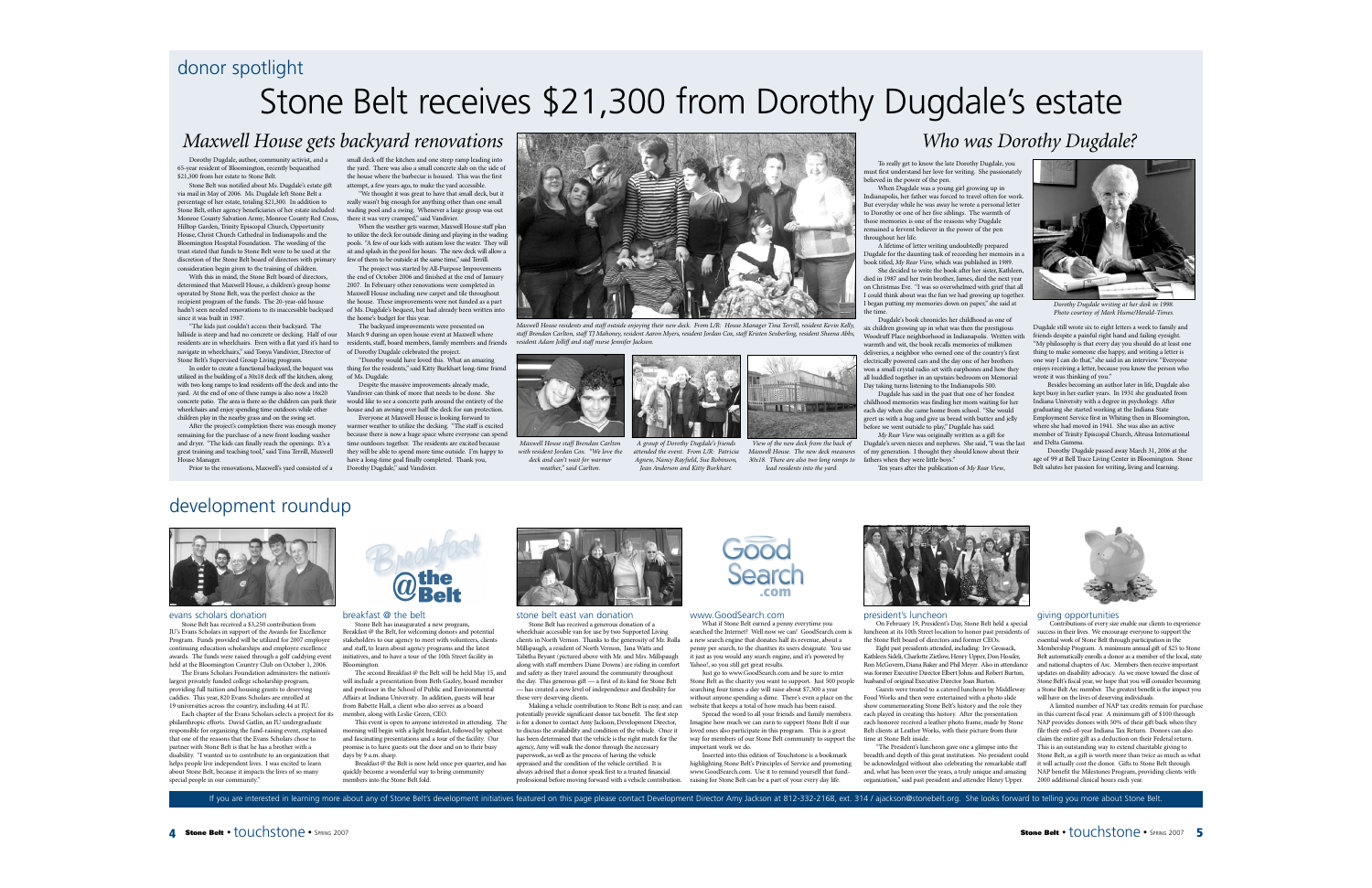## donor spotlight

# Stone Belt receives $21,300 from Dorothy Dugdale's estate

### *Maxwell House gets backyard renovations*

Dorothy Dugdale, author, community activist, and a 65-year resident of Bloomington, recently bequeathed $21,300 from her estate to Stone Belt.

Stone Belt was notified about Ms. Dugdale's estate gift via mail in May of 2006. Ms. Dugdale left Stone Belt a percentage of her estate, totaling $21,300. In addition to Stone Belt, other agency beneficiaries of her estate included: Monroe County Salvation Army, Monroe County Red Cross, Hilltop Garden, Trinity Episcopal Church, Opportunity House, Christ Church Cathedral in Indianapolis and the Bloomington Hospital Foundation. The wording of the trust stated that funds to Stone Belt were to be used at the discretion of the Stone Belt board of directors with primary consideration begin given to the training of children.

With this in mind, the Stone Belt board of directors, determined that Maxwell House, a children's group home operated by Stone Belt, was the perfect choice as the recipient program of the funds. The 20-year-old house hadn't seen needed renovations to its inaccessible backyard since it was built in 1987.

"The kids just couldn't access their backyard. The hillside is steep and had no concrete or decking. Half of our residents are in wheelchairs. Even with a flat yard it's hard to navigate in wheelchairs," said Tonya Vandivier, Director of Stone Belt's Supervised Group Living program.

In order to create a functional backyard, the bequest was utilized in the building of a 30x18 deck off the kitchen, along with two long ramps to lead residents off the deck and into the yard. At the end of one of these ramps is also now a 16x20 concrete patio. The area is there so the children can park their wheelchairs and enjoy spending time outdoors while other children play in the nearby grass and on the swing set.

After the project's completion there was enough money remaining for the purchase of a new front loading washer and dryer. "The kids can finally reach the openings. It's a great training and teaching tool," said Tina Terrill, Maxwell House Manager.

Prior to the renovations, Maxwell's yard consisted of a small deck off the kitchen and one steep ramp leading into the yard. There was also a small concrete slab on the side of the house where the barbecue is housed. This was the first attempt, a few years ago, to make the yard accessible.

"We thought it was great to have that small deck, but it really wasn't big enough for anything other than one small wading pool and a swing. Whenever a large group was out there it was very cramped," said Vandivier.

When the weather gets warmer, Maxwell House staff plan to utilize the deck for outside dining and playing in the wading pools. "A few of our kids with autism love the water. They will sit and splash in the pool for hours. The new deck will allow a few of them to be outside at the same time," said Terrill.

The project was started by All-Purpose Improvements the end of October 2006 and finished at the end of January 2007. In February other renovations were completed in Maxwell House including new carpet and tile throughout the house. These improvements were not funded as a part of Ms. Dugdale's bequest, but had already been written into the home's budget for this year.

The backyard improvements were presented on March 9 during an open house event at Maxwell where residents, staff, board members, family members and friends of Dorothy Dugdale celebrated the project.

"Dorothy would have loved this. What an amazing thing for the residents," said Kitty Burkhart long-time friend of Ms. Dugdale.

Despite the massive improvements already made, Vandivier can think of more that needs to be done. She would like to see a concrete path around the entirety of the house and an awning over half the deck for sun protection.

Everyone at Maxwell House is looking forward to warmer weather to utilize the decking. "The staff is excited because there is now a huge space where everyone can spend time outdoors together. The residents are excited because they will be able to spend more time outside. I'm happy to have a long-time goal finally completed. Thank you, Dorothy Dugdale," said Vandivier.

*Maxwell House residents and staff outside enjoying their new deck. From L/R: House Manager Tina Terrill, resident Kevin Kelly, staff Brendan Carlton, staff TJ Mahoney, resident Aaron Myers, resident Jordan Cox, staff Kristen Seuberling, resident Sheena Abbs, resident Adam Jolliff and staff nurse Jennifer Jackson.*

*Maxwell House staff Brendan Carlton with resident Jordan Cox. "We love the deck and can't wait for warmer weather," said Carlton.*

*A group of Dorothy Dugdale's friends attended the event. From L/R: Patricia Agnew, Nancy Rayfield, Sue Robinson, Jean Anderson and Kitty Burkhart.*

*View of the new deck from the back of Maxwell House. The new deck measures 30x18. There are also two long ramps to lead residents into the yard.*

### *Who was Dorothy Dugdale?*

To really get to know the late Dorothy Dugdale, you must first understand her love for writing. She passionately believed in the power of the pen.

When Dugdale was a young girl growing up in Indianapolis, her father was forced to travel often for work. But everyday while he was away he wrote a personal letter to Dorothy or one of her five siblings. The warmth of those memories is one of the reasons why Dugdale remained a fervent believer in the power of the pen throughout her life.

A lifetime of letter writing undoubtedly prepared Dugdale for the daunting task of recording her memoirs in a book titled, *My Rear View,* which was published in 1989.

She decided to write the book after her sister, Kathleen, died in 1987 and her twin brother, James, died the next year on Christmas Eve. "I was so overwhelmed with grief that all I could think about was the fun we had growing up together. I began putting my memories down on paper," she said at the time.

Dugdale's book chronicles her childhood as one of six children growing up in what was then the prestigious Woodruff Place neighborhood in Indianapolis. Written with warmth and wit, the book recalls memories of milkmen deliveries, a neighbor who owned one of the country's first electrically powered cars and the day one of her brothers won a small crystal radio set with earphones and how they all huddled together in an upstairs bedroom on Memorial Day taking turns listening to the Indianapolis 500.

Dugdale has said in the past that one of her fondest childhood memories was finding her mom waiting for her each day when she came home from school. "She would greet us with a hug and give us bread with butter and jelly before we went outside to play," Dugdale has said.

*My Rear View* was originally written as a gift for Dugdale's seven nieces and nephews. She said, "I was the last of my generation. I thought they should know about their fathers when they were little boys."

Ten years after the publication of *My Rear View,* Dugdale still wrote six to eight letters a week to family and friends despite a painful right hand and failing eyesight. "My philosophy is that every day you should do at least one thing to make someone else happy, and writing a letter is one way I can do that," she said in an interview. "Everyone enjoys receiving a letter, because you know the person who wrote it was thinking of you."

Besides becoming an author later in life, Dugdale also kept busy in her earlier years. In 1931 she graduated from Indiana University with a degree in psychology. After graduating she started working at the Indiana State Employment Service first in Whiting then in Bloomington, where she had moved in 1941. She was also an active member of Trinity Episcopal Church, Altrusa International and Delta Gamma.

Dorothy Dugdale passed away March 31, 2006 at the age of 99 at Bell Trace Living Center in Bloomington. Stone Belt salutes her passion for writing, living and learning.

*Dorothy Dugdale writing at her desk in 1998. Photo courtesy of Mark Hume/Herald-Times.*

## development roundup

### evans scholars donation

Stone Belt has received a $3,250 contribution from IU's Evans Scholars in support of the Awards for Excellence Program. Funds provided will be utilized for 2007 employee continuing education scholarships and employee excellence awards. The funds were raised through a golf caddying event held at the Bloomington Country Club on October 1, 2006.

The Evans Scholars Foundation administers the nation's largest privately funded college scholarship program, providing full tuition and housing grants to deserving caddies. This year, 820 Evans Scholars are enrolled at 19 universities across the country, including 44 at IU.

Each chapter of the Evans Scholars selects a project for its philanthropic efforts. David Gatlin, an IU undergraduate responsible for organizing the fund-raising event, explained that one of the reasons that the Evans Scholars chose to partner with Stone Belt is that he has a brother with a disability. "I wanted us to contribute to an organization that helps people live independent lives. I was excited to learn about Stone Belt, because it impacts the lives of so many special people in our community."

### breakfast @ the belt

Stone Belt has inaugurated a new program, Breakfast @ the Belt, for welcoming donors and potential stakeholders to our agency to meet with volunteers, clients and staff, to learn about agency programs and the latest initiatives, and to have a tour of the 10th Street facility in Bloomington.

The second Breakfast @ the Belt will be held May 15, and will include a presentation from Beth Gazley, board member and professor in the School of Public and Environmental Affairs at Indiana University. In addition, guests will hear from Babette Hall, a client who also serves as a board member, along with Leslie Green, CEO.

This event is open to anyone interested in attending. The morning will begin with a light breakfast, followed by upbeat and fascinating presentations and a tour of the facility. Our promise is to have guests out the door and on to their busy days by 9 a.m. sharp.

Breakfast @ the Belt is now held once per quarter, and has quickly become a wonderful way to bring community members into the Stone Belt fold.

### stone belt east van donation

Stone Belt has received a generous donation of a wheelchair accessible van for use by two Supported Living clients in North Vernon. Thanks to the generosity of Mr. Rolla Millispaugh, a resident of North Vernon, Jana Watts and Tabitha Bryant (pictured above with Mr. and Mrs. Millispaugh along with staff members Diane Downs) are riding in comfort and safety as they travel around the community throughout the day. This generous gift — a first of its kind for Stone Belt — has created a new level of independence and flexibility for these very deserving clients.

Making a vehicle contribution to Stone Belt is easy, and can potentially provide significant donor tax benefit. The first step is for a donor to contact Amy Jackson, Development Director, to discuss the availability and condition of the vehicle. Once it has been determined that the vehicle is the right match for the agency, Amy will walk the donor through the necessary paperwork, as well as the process of having the vehicle appraised and the condition of the vehicle certified. It is always advised that a donor speak first to a trusted financial professional before moving forward with a vehicle contribution.

### www.GoodSearch.com

What if Stone Belt earned a penny everytime you searched the Internet? Well now we can!. GoodSearch.com is a new search engine that donates half its revenue, about a penny per search, to the charities its users designate. You use it just as you would any search engine, and it's powered by Yahoo!, so you still get great results.

Just go to www.GoodSearch.com and be sure to enter Stone Belt as the charity you want to support. Just 500 people searching four times a day will raise about $7,300 a year without anyone spending a dime. There's even a place on the website that keeps a total of how much has been raised.

Spread the word to all your friends and family members. Imagine how much we can earn to support Stone Belt if our loved ones also participate in this program. This is a great way for members of our Stone Belt community to support the important work we do.

Inserted into this edition of Touchstone is a bookmark highlighting Stone Belt's Principles of Service and promoting www.GoodSearch.com. Use it to remind yourself that fund-raising for Stone Belt can be a part of your every day life.

### president's luncheon

On February 19, President's Day, Stone Belt held a special luncheon at its 10th Street location to honor past presidents of the Stone Belt board of directors and former CEOs.

Eight past presidents attended, including: Irv Grossack, Kathleen Sidell, Charlotte Zietlow, Henry Upper, Don Hossler, Ron McGovern, Diana Baker and Phil Meyer. Also in attendance was former Executive Director Elbert Johns and Robert Burton, husband of original Executive Director Joan Burton.

Guests were treated to a catered luncheon by Middleway Food Works and then were entertained with a photo slide show commemorating Stone Belt's history and the role they each played in creating this history. After the presentation each honoree received a leather photo frame, made by Stone Belt clients at Leather Works, with their picture from their time at Stone Belt inside.

"The President's luncheon gave one a glimpse into the breadth and depth of this great institution. No president could be acknowledged without also celebrating the remarkable staff and, what has been over the years, a truly unique and amazing organization," said past president and attendee Henry Upper.

### giving opportunities

Contributions of every size enable our clients to experience success in their lives. We encourage everyone to support the essential work of Stone Belt through participation in the Membership Program. A minimum annual gift of $25 to Stone Belt automatically enrolls a donor as a member of the local, state and national chapters of Arc. Members then receive important updates on disability advocacy. As we move toward the close of Stone Belt's fiscal year, we hope that you will consider becoming a Stone Belt Arc member. The greatest benefit is the impact you will have on the lives of deserving individuals.

A limited number of NAP tax credits remain for purchase in this current fiscal year. A minimum gift of $100 through NAP provides donors with 50% of their gift back when they file their end-of-year Indiana Tax Return. Donors can also claim the entire gift as a deduction on their Federal return. This is an outstanding way to extend charitable giving to Stone Belt, as a gift is worth more than twice as much as what it will actually cost the donor. Gifts to Stone Belt through NAP benefit the Milestones Program, providing clients with 2000 additional clinical hours each year.

If you are interested in learning more about any of Stone Belt's development initiatives featured on this page please contact Development Director Amy Jackson at 812-332-2168, ext. 314 / ajackson@stonebelt.org. She looks forward to telling you more about Stone Belt.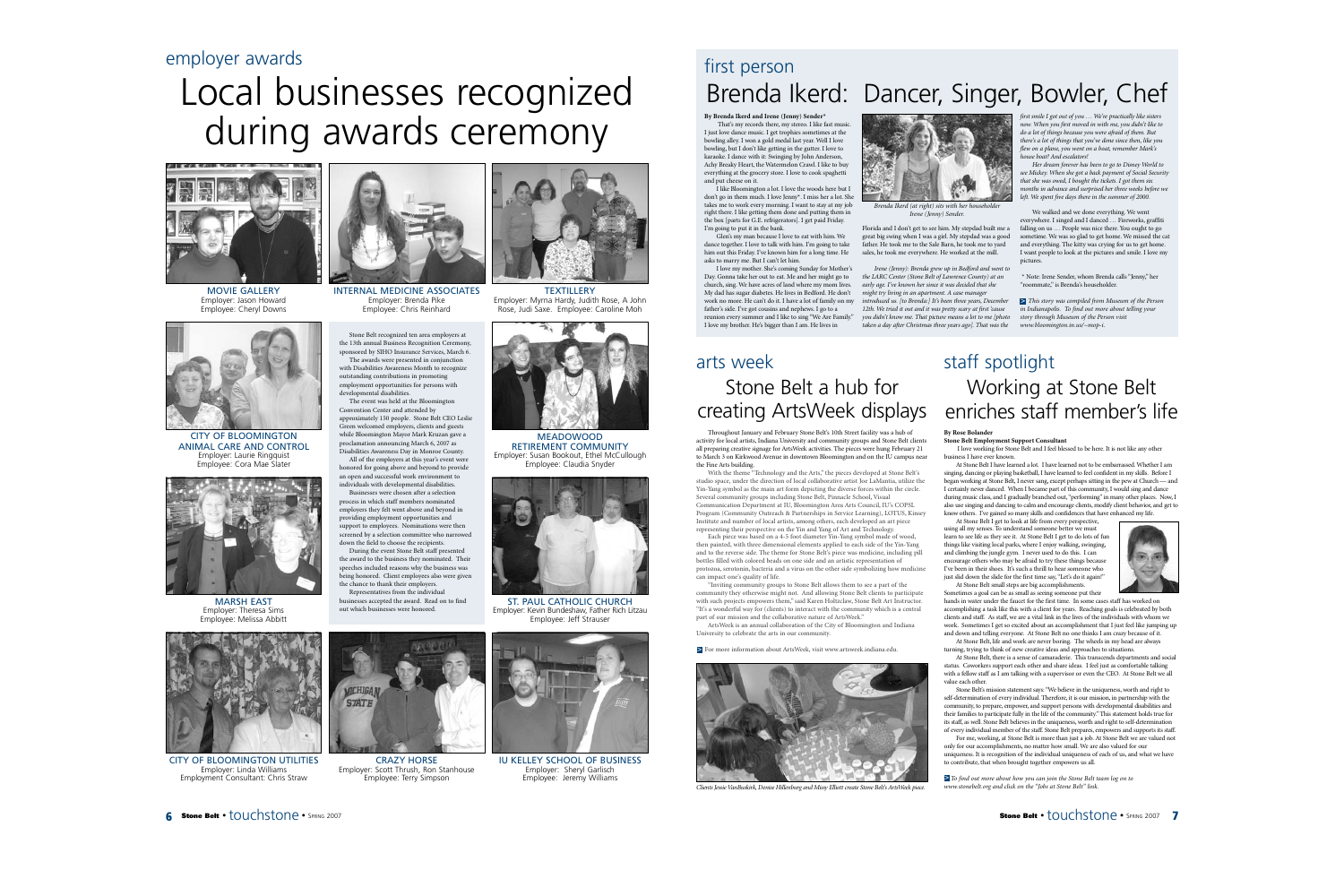## employer awards

# Local businesses recognized during awards ceremony

MOVIE GALLERY
Employer: Jason Howard
Employee: Cheryl Downs

INTERNAL MEDICINE ASSOCIATES
Employer: Brenda Pike
Employee: Chris Reinhard

TEXTILLERY
Employer: Myrna Hardy, Judith Rose, A John Rose, Judi Saxe. Employee: Caroline Moh

CITY OF BLOOMINGTON ANIMAL CARE AND CONTROL
Employer: Laurie Ringquist
Employee: Cora Mae Slater

Stone Belt recognized ten area employers at the 13th annual Business Recognition Ceremony, sponsored by SIHO Insurance Services, March 6. The awards were presented in conjunction with Disabilities Awareness Month to recognize outstanding contributions in promoting employment opportunities for persons with developmental disabilities.

The event was held at the Bloomington Convention Center and attended by approximately 150 people. Stone Belt CEO Leslie Green welcomed employers, clients and guests while Bloomington Mayor Mark Kruzan gave a proclamation announcing March 6, 2007 as Disabilities Awareness Day in Monroe County.

All of the employers at this year's event were honored for going above and beyond to provide an open and successful work environment to individuals with developmental disabilities.

Businesses were chosen after a selection process in which staff members nominated employers they felt went above and beyond in providing employment opportunities and support to employees. Nominations were then screened by a selection committee who narrowed down the field to choose the recipients.

During the event Stone Belt staff presented the award to the business they nominated. Their speeches included reasons why the business was being honored. Client employees also were given the chance to thank their employers.

Representatives from the individual businesses accepted the award. Read on to find out which businesses were honored.

MEADOWOOD RETIREMENT COMMUNITY
Employer: Susan Bookout, Ethel McCullough
Employee: Claudia Snyder

MARSH EAST
Employer: Theresa Sims
Employee: Melissa Abbitt

ST. PAUL CATHOLIC CHURCH
Employer: Kevin Bundeshaw, Father Rich Litzau
Employee: Jeff Strauser

CITY OF BLOOMINGTON UTILITIES
Employer: Linda Williams
Employment Consultant: Chris Straw

CRAZY HORSE
Employer: Scott Thrush, Ron Stanhouse
Employee: Terry Simpson

IU KELLEY SCHOOL OF BUSINESS
Employer: Sheryl Garlisch
Employee: Jeremy Williams

## first person

# Brenda Ikerd: Dancer, Singer, Bowler, Chef

**By Brenda Ikerd and Irene (Jenny) Sender***

That's my records there, my stereo. I like fast music. I just love dance music. I get trophies sometimes at the bowling alley. I won a gold medal last year. Well I love bowling, but I don't like getting in the gutter. I love to karaoke. I dance with it: Swinging by John Anderson, Achy Breaky Heart, the Watermelon Crawl. I like to buy everything at the grocery store. I love to cook spaghetti and put cheese on it.

I like Bloomington a lot. I love the woods here but I don't go in them much. I love Jenny*. I miss her a lot. She takes me to work every morning. I want to stay at my job right there. I like getting them done and putting them in the box [parts for G.E. refrigerators]. I get paid Friday. I'm going to put it in the bank.

Glen's my man because I love to eat with him. We dance together. I love to talk with him. I'm going to take him out this Friday. I've known him for a long time. He asks to marry me. But I can't let him.

I love my mother. She's coming Sunday for Mother's Day. Gonna take her out to eat. Me and her might go to church, sing. We have acres of land where my mom lives. My dad has sugar diabetes. He lives in Bedford. He don't work no more. He can't do it. I have a lot of family on my father's side. I've got cousins and nephews. I go to a reunion every summer and I like to sing "We Are Family." I love my brother. He's bigger than I am. He lives in Florida and I don't get to see him. My stepdad built me a great big swing when I was a girl. My stepdad was a good father. He took me to the Sale Barn, he took me to yard sales, he took me everywhere. He worked at the mill.

*Brenda Ikerd (at right) sits with her householder Irene (Jenny) Sender.*

*Irene (Jenny): Brenda grew up in Bedford and went to the LARC Center (Stone Belt of Lawrence County) at an early age. I've known her since it was decided that she might try living in an apartment. A case manager introduced us. [to Brenda:] It's been three years, December 12th. We tried it out and it was pretty scary at first 'cause you didn't know me. That picture means a lot to me [photo taken a day after Christmas three years ago]. That was the first smile I got out of you … We're practically like sisters now. When you first moved in with me, you didn't like to do a lot of things because you were afraid of them. But there's a lot of things that you've done since then, like you flew on a plane, you went on a boat, remember Mark's house boat? And escalators!*

*Her dream forever has been to go to Disney World to see Mickey. When she got a back payment of Social Security that she was owed, I bought the tickets. I got them six months in advance and surprised her three weeks before we left. We spent five days there in the summer of 2000.*

We walked and we done everything. We went everywhere. I singed and I danced … Fireworks, graffiti falling on us … People was nice there. You ought to go sometime. We was so glad to get home. We missed the cat and everything. The kitty was crying for us to get home. I want people to look at the pictures and smile. I love my pictures.

* Note: Irene Sender, whom Brenda calls "Jenny," her "roommate," is Brenda's householder.

*This story was compiled from Museum of the Person in Indianapolis. To find out more about telling your story through Museum of the Person visit www.bloomington.in.us/~mop-i.*

## arts week

# Stone Belt a hub for creating ArtsWeek displays

Throughout January and February Stone Belt's 10th Street facility was a hub of activity for local artists, Indiana University and community groups and Stone Belt clients all preparing creative signage for ArtsWeek activities. The pieces were hung February 21 to March 3 on Kirkwood Avenue in downtown Bloomington and on the IU campus near the Fine Arts building.

With the theme "Technology and the Arts," the pieces developed at Stone Belt's studio space, under the direction of local collaborative artist Joe LaMantia, utilize the Yin-Yang symbol as the main art form depicting the diverse forces within the circle. Several community groups including Stone Belt, Pinnacle School, Visual Communication Department at IU, Bloomington Area Arts Council, IU's COPSL Programs (Community Outreach & Partnerships in Service Learning), LOTUS, Kinsey Institute and number of local artists, among others, each developed an art piece representing their perspective on the Yin and Yang of Art and Technology.

Each piece was based on a 4-5 foot diameter Yin-Yang symbol made of wood, then painted, with three dimensional elements applied to each side of the Yin-Yang and to the reverse side. The theme for Stone Belt's piece was medicine, including pill bottles filled with colored beads on one side and an artistic representation of protozoa, serotonin, bacteria and a virus on the other side symbolizing how medicine can impact one's quality of life.

"Inviting community groups to Stone Belt allows them to see a part of the community they otherwise might not. And allowing Stone Belt clients to participate with such projects empowers them," said Karen Holtzclaw, Stone Belt Art Instructor. "It's a wonderful way for (clients) to interact with the community which is a central part of our mission and the collaborative nature of ArtsWeek."

ArtsWeek is an annual collaboration of the City of Bloomington and Indiana University to celebrate the arts in our community.

For more information about ArtsWeek, visit www.artsweek.indiana.edu.

*Clients Jessie VanBuskirk, Dennie Hillenburg and Missy Elliott create Stone Belt's ArtsWeek piece.*

## staff spotlight

# Working at Stone Belt enriches staff member's life

**By Rose Bolander**
**Stone Belt Employment Support Consultant**

I love working for Stone Belt and I feel blessed to be here. It is not like any other business I have ever known.

At Stone Belt I have learned a lot. I have learned not to be embarrassed. Whether I am singing, dancing or playing basketball, I have learned to feel confident in my skills. Before I began working at Stone Belt, I never sang, except perhaps sitting in the pew at Church — and I certainly never danced. When I became part of this community, I would sing and dance during music class, and I gradually branched out, "performing" in many other places. Now, I also use singing and dancing to calm and encourage clients, modify client behavior, and get to know others. I've gained so many skills and confidences that have enhanced my life.

At Stone Belt I get to look at life from every perspective, using all my senses. To understand someone better we must learn to see life as they see it. At Stone Belt I get to do lots of fun things like visiting local parks, where I enjoy walking, swinging, and climbing the jungle gym. I never used to do this. I can encourage others who may be afraid to try these things because I've been in their shoes. It's such a thrill to hear someone who just slid down the slide for the first time say, "Let's do it again!"

At Stone Belt small steps are big accomplishments. Sometimes a goal can be as small as seeing someone put their hands in water under the faucet for the first time. In some cases staff has worked on accomplishing a task like this with a client for years. Reaching goals is celebrated by both clients and staff. As staff, we are a vital link in the lives of the individuals with whom we work. Sometimes I get so excited about an accomplishment that I just feel like jumping up and down and telling everyone. At Stone Belt no one thinks I am crazy because of it.

At Stone Belt, life and work are never boring. The wheels in my head are always turning, trying to think of new creative ideas and approaches to situations.

At Stone Belt, there is a sense of camaraderie. This transcends departments and social status. Coworkers support each other and share ideas. I feel just as comfortable talking with a fellow staff as I am talking with a supervisor or even the CEO. At Stone Belt we all value each other.

Stone Belt's mission statement says: "We believe in the uniqueness, worth and right to self-determination of every individual. Therefore, it is our mission, in partnership with the community, to prepare, empower, and support persons with developmental disabilities and their families to participate fully in the life of the community." This statement holds true for its staff, as well. Stone Belt believes in the uniqueness, worth and right to self-determination of every individual member of the staff. Stone Belt prepares, empowers and supports its staff.

For me, working at Stone Belt is more than just a job. At Stone Belt we are valued not only for our accomplishments, no matter how small. We are also valued for our uniqueness. It is recognition of the individual uniqueness of each of us, and what we have to contribute, that when brought together empowers us all.

*To find out more about how you can join the Stone Belt team log on to www.stonebelt.org and click on the "Jobs at Stone Belt" link.*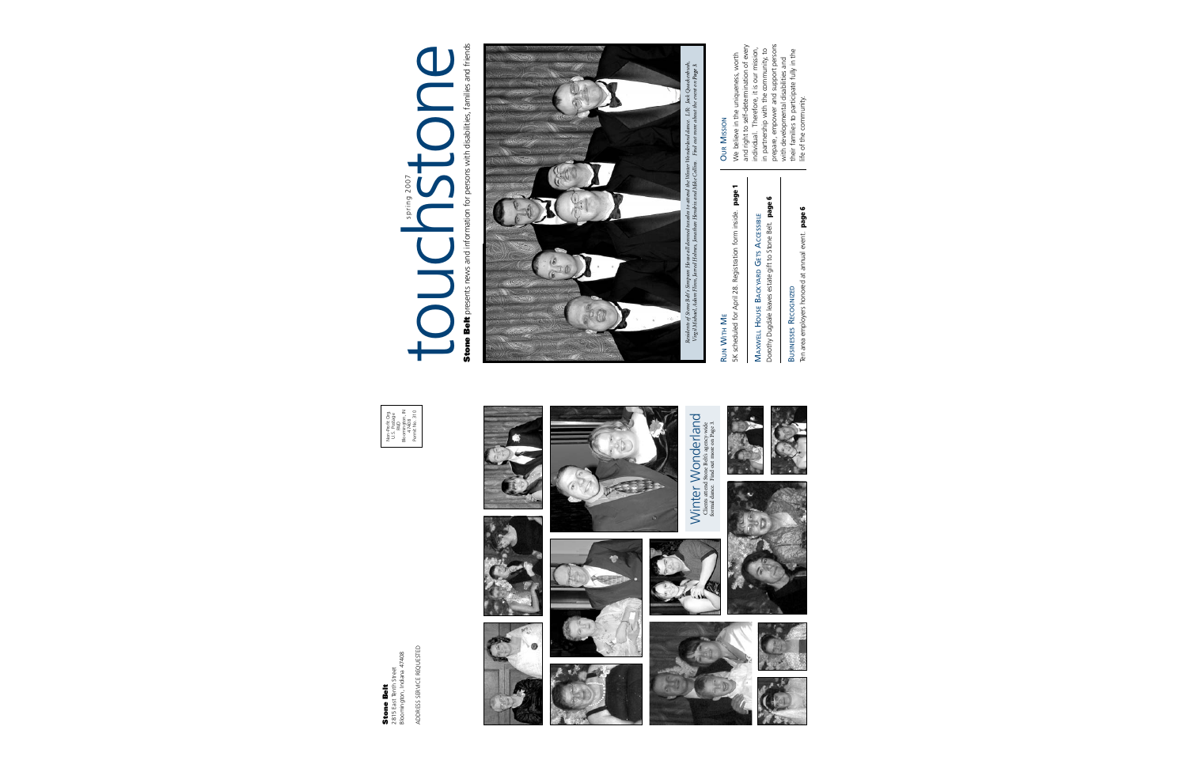**Stone Belt**
2815 East Tenth Street
Bloomington, Indiana 47408

ADDRESS SERVICE REQUESTED

Non-Profit Org.
U.S. Postage
PAID
Bloomington, IN
47408
Permit No. 310

# Winter Wonderland

Clients attend Stone Belt's agency-wide formal dance. Find out more on Page 3.

# touchstone

spring 2007

**Stone Belt** presents news and information for persons with disabilities, families and friends

*Residents of Stone Belt's Sampson House all donned tuxedos to attend the Winter Wonderland dance. L-R: Jack Quackenbush, Virgil Mahan, Adam Flinn, Jarrod Holmes, Jonathan Hendrix and Mike Collins. Find out more about the event on Page 3.*

### Run With Me

5K scheduled for April 28. Registration form inside. **page 1**

### Maxwell House Backyard Gets Accessible

Dorothy Dugdale leaves estate gift to Stone Belt. **page 6**

### Businesses Recognized

Ten area employers honored at annual event. **page 6**

### Our Mission

We believe in the uniqueness, worth and right to self-determination of every individual. Therefore, it is our mission, in partnership with the community, to prepare, empower and support persons with developmental disabilities and their families to participate fully in the life of the community.